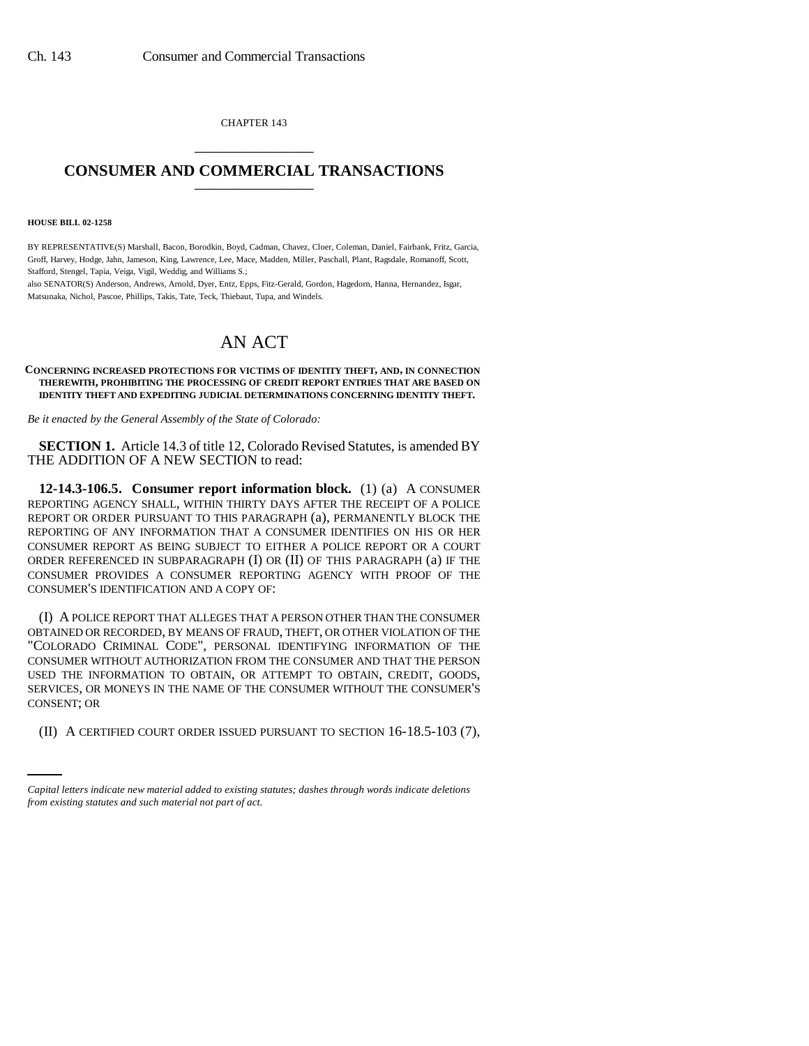CHAPTER 143

# CONSUMER AND COMMERCIAL TRANSACTIONS

**HOUSE BILL 02-1258**

BY REPRESENTATIVE(S) Marshall, Bacon, Borodkin, Boyd, Cadman, Chavez, Cloer, Coleman, Daniel, Fairbank, Fritz, Garcia, Groff, Harvey, Hodge, Jahn, Jameson, King, Lawrence, Lee, Mace, Madden, Miller, Paschall, Plant, Ragsdale, Romanoff, Scott, Stafford, Stengel, Tapia, Veiga, Vigil, Weddig, and Williams S.;
also SENATOR(S) Anderson, Andrews, Arnold, Dyer, Entz, Epps, Fitz-Gerald, Gordon, Hagedorn, Hanna, Hernandez, Isgar, Matsunaka, Nichol, Pascoe, Phillips, Takis, Tate, Teck, Thiebaut, Tupa, and Windels.

# AN ACT

**CONCERNING INCREASED PROTECTIONS FOR VICTIMS OF IDENTITY THEFT, AND, IN CONNECTION THEREWITH, PROHIBITING THE PROCESSING OF CREDIT REPORT ENTRIES THAT ARE BASED ON IDENTITY THEFT AND EXPEDITING JUDICIAL DETERMINATIONS CONCERNING IDENTITY THEFT.**

*Be it enacted by the General Assembly of the State of Colorado:*

**SECTION 1.** Article 14.3 of title 12, Colorado Revised Statutes, is amended BY THE ADDITION OF A NEW SECTION to read:

**12-14.3-106.5. Consumer report information block.** (1) (a) A CONSUMER REPORTING AGENCY SHALL, WITHIN THIRTY DAYS AFTER THE RECEIPT OF A POLICE REPORT OR ORDER PURSUANT TO THIS PARAGRAPH (a), PERMANENTLY BLOCK THE REPORTING OF ANY INFORMATION THAT A CONSUMER IDENTIFIES ON HIS OR HER CONSUMER REPORT AS BEING SUBJECT TO EITHER A POLICE REPORT OR A COURT ORDER REFERENCED IN SUBPARAGRAPH (I) OR (II) OF THIS PARAGRAPH (a) IF THE CONSUMER PROVIDES A CONSUMER REPORTING AGENCY WITH PROOF OF THE CONSUMER'S IDENTIFICATION AND A COPY OF:

(I) A POLICE REPORT THAT ALLEGES THAT A PERSON OTHER THAN THE CONSUMER OBTAINED OR RECORDED, BY MEANS OF FRAUD, THEFT, OR OTHER VIOLATION OF THE "COLORADO CRIMINAL CODE", PERSONAL IDENTIFYING INFORMATION OF THE CONSUMER WITHOUT AUTHORIZATION FROM THE CONSUMER AND THAT THE PERSON USED THE INFORMATION TO OBTAIN, OR ATTEMPT TO OBTAIN, CREDIT, GOODS, SERVICES, OR MONEYS IN THE NAME OF THE CONSUMER WITHOUT THE CONSUMER'S CONSENT; OR

(II) A CERTIFIED COURT ORDER ISSUED PURSUANT TO SECTION 16-18.5-103 (7),

*Capital letters indicate new material added to existing statutes; dashes through words indicate deletions from existing statutes and such material not part of act.*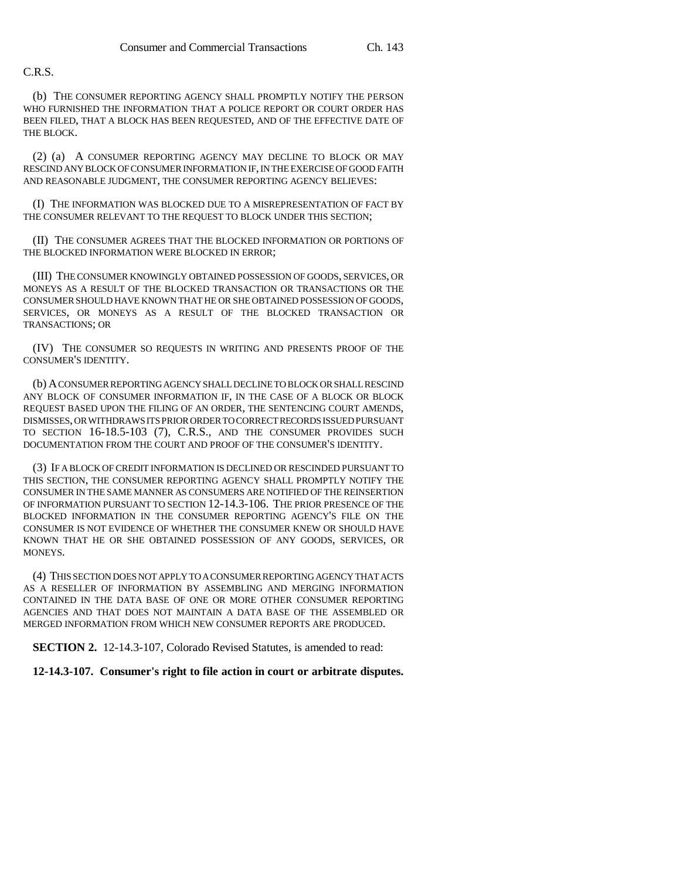C.R.S.

(b) THE CONSUMER REPORTING AGENCY SHALL PROMPTLY NOTIFY THE PERSON WHO FURNISHED THE INFORMATION THAT A POLICE REPORT OR COURT ORDER HAS BEEN FILED, THAT A BLOCK HAS BEEN REQUESTED, AND OF THE EFFECTIVE DATE OF THE BLOCK.

(2) (a) A CONSUMER REPORTING AGENCY MAY DECLINE TO BLOCK OR MAY RESCIND ANY BLOCK OF CONSUMER INFORMATION IF, IN THE EXERCISE OF GOOD FAITH AND REASONABLE JUDGMENT, THE CONSUMER REPORTING AGENCY BELIEVES:

(I) THE INFORMATION WAS BLOCKED DUE TO A MISREPRESENTATION OF FACT BY THE CONSUMER RELEVANT TO THE REQUEST TO BLOCK UNDER THIS SECTION;

(II) THE CONSUMER AGREES THAT THE BLOCKED INFORMATION OR PORTIONS OF THE BLOCKED INFORMATION WERE BLOCKED IN ERROR;

(III) THE CONSUMER KNOWINGLY OBTAINED POSSESSION OF GOODS, SERVICES, OR MONEYS AS A RESULT OF THE BLOCKED TRANSACTION OR TRANSACTIONS OR THE CONSUMER SHOULD HAVE KNOWN THAT HE OR SHE OBTAINED POSSESSION OF GOODS, SERVICES, OR MONEYS AS A RESULT OF THE BLOCKED TRANSACTION OR TRANSACTIONS; OR

(IV) THE CONSUMER SO REQUESTS IN WRITING AND PRESENTS PROOF OF THE CONSUMER'S IDENTITY.

(b) A CONSUMER REPORTING AGENCY SHALL DECLINE TO BLOCK OR SHALL RESCIND ANY BLOCK OF CONSUMER INFORMATION IF, IN THE CASE OF A BLOCK OR BLOCK REQUEST BASED UPON THE FILING OF AN ORDER, THE SENTENCING COURT AMENDS, DISMISSES, OR WITHDRAWS ITS PRIOR ORDER TO CORRECT RECORDS ISSUED PURSUANT TO SECTION 16-18.5-103 (7), C.R.S., AND THE CONSUMER PROVIDES SUCH DOCUMENTATION FROM THE COURT AND PROOF OF THE CONSUMER'S IDENTITY.

(3) IF A BLOCK OF CREDIT INFORMATION IS DECLINED OR RESCINDED PURSUANT TO THIS SECTION, THE CONSUMER REPORTING AGENCY SHALL PROMPTLY NOTIFY THE CONSUMER IN THE SAME MANNER AS CONSUMERS ARE NOTIFIED OF THE REINSERTION OF INFORMATION PURSUANT TO SECTION 12-14.3-106. THE PRIOR PRESENCE OF THE BLOCKED INFORMATION IN THE CONSUMER REPORTING AGENCY'S FILE ON THE CONSUMER IS NOT EVIDENCE OF WHETHER THE CONSUMER KNEW OR SHOULD HAVE KNOWN THAT HE OR SHE OBTAINED POSSESSION OF ANY GOODS, SERVICES, OR MONEYS.

(4) THIS SECTION DOES NOT APPLY TO A CONSUMER REPORTING AGENCY THAT ACTS AS A RESELLER OF INFORMATION BY ASSEMBLING AND MERGING INFORMATION CONTAINED IN THE DATA BASE OF ONE OR MORE OTHER CONSUMER REPORTING AGENCIES AND THAT DOES NOT MAINTAIN A DATA BASE OF THE ASSEMBLED OR MERGED INFORMATION FROM WHICH NEW CONSUMER REPORTS ARE PRODUCED.

**SECTION 2.** 12-14.3-107, Colorado Revised Statutes, is amended to read:

**12-14.3-107. Consumer's right to file action in court or arbitrate disputes.**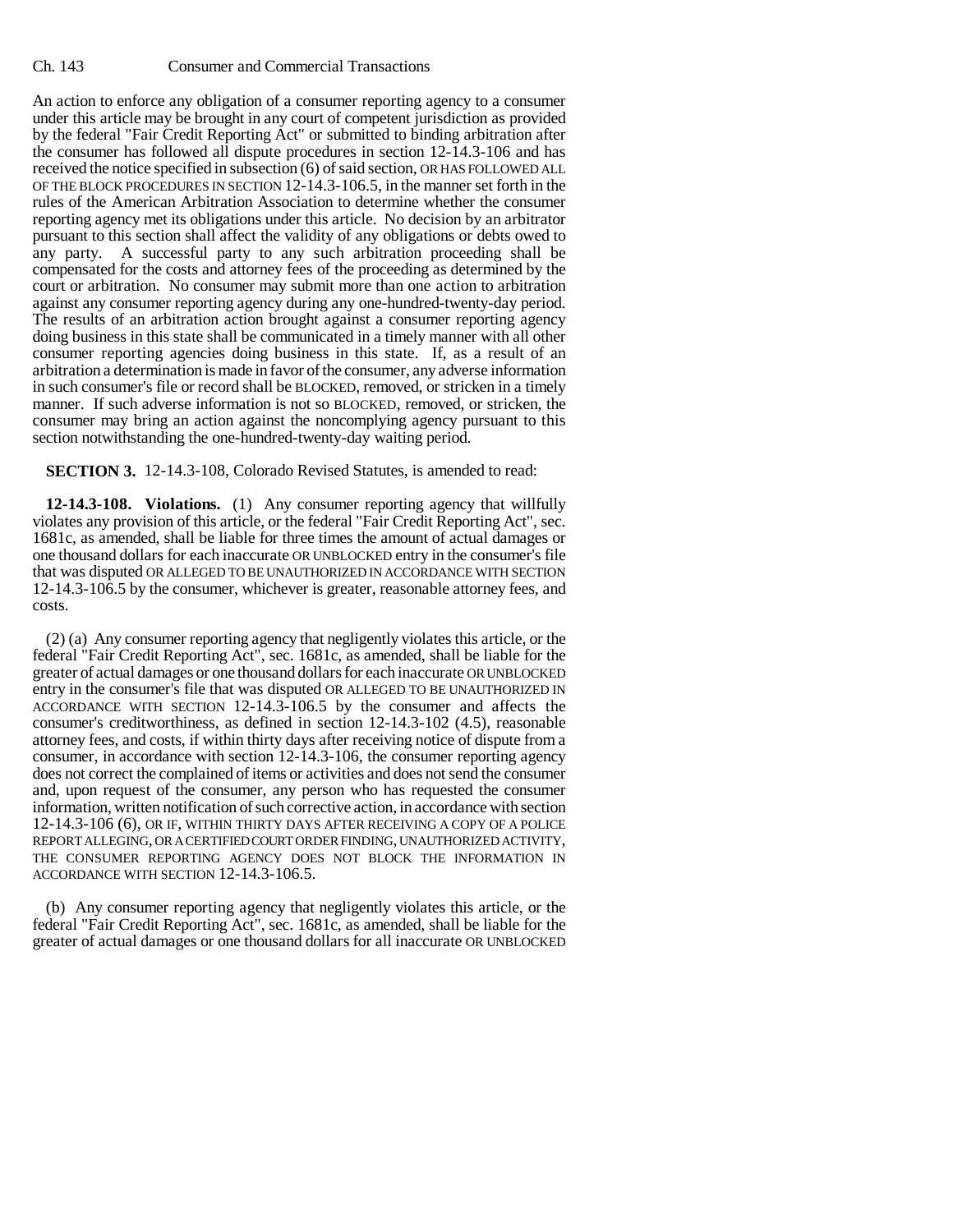An action to enforce any obligation of a consumer reporting agency to a consumer under this article may be brought in any court of competent jurisdiction as provided by the federal "Fair Credit Reporting Act" or submitted to binding arbitration after the consumer has followed all dispute procedures in section 12-14.3-106 and has received the notice specified in subsection (6) of said section, OR HAS FOLLOWED ALL OF THE BLOCK PROCEDURES IN SECTION 12-14.3-106.5, in the manner set forth in the rules of the American Arbitration Association to determine whether the consumer reporting agency met its obligations under this article. No decision by an arbitrator pursuant to this section shall affect the validity of any obligations or debts owed to any party. A successful party to any such arbitration proceeding shall be compensated for the costs and attorney fees of the proceeding as determined by the court or arbitration. No consumer may submit more than one action to arbitration against any consumer reporting agency during any one-hundred-twenty-day period. The results of an arbitration action brought against a consumer reporting agency doing business in this state shall be communicated in a timely manner with all other consumer reporting agencies doing business in this state. If, as a result of an arbitration a determination is made in favor of the consumer, any adverse information in such consumer's file or record shall be BLOCKED, removed, or stricken in a timely manner. If such adverse information is not so BLOCKED, removed, or stricken, the consumer may bring an action against the noncomplying agency pursuant to this section notwithstanding the one-hundred-twenty-day waiting period.

**SECTION 3.** 12-14.3-108, Colorado Revised Statutes, is amended to read:

**12-14.3-108. Violations.** (1) Any consumer reporting agency that willfully violates any provision of this article, or the federal "Fair Credit Reporting Act", sec. 1681c, as amended, shall be liable for three times the amount of actual damages or one thousand dollars for each inaccurate OR UNBLOCKED entry in the consumer's file that was disputed OR ALLEGED TO BE UNAUTHORIZED IN ACCORDANCE WITH SECTION 12-14.3-106.5 by the consumer, whichever is greater, reasonable attorney fees, and costs.

(2) (a) Any consumer reporting agency that negligently violates this article, or the federal "Fair Credit Reporting Act", sec. 1681c, as amended, shall be liable for the greater of actual damages or one thousand dollars for each inaccurate OR UNBLOCKED entry in the consumer's file that was disputed OR ALLEGED TO BE UNAUTHORIZED IN ACCORDANCE WITH SECTION 12-14.3-106.5 by the consumer and affects the consumer's creditworthiness, as defined in section 12-14.3-102 (4.5), reasonable attorney fees, and costs, if within thirty days after receiving notice of dispute from a consumer, in accordance with section 12-14.3-106, the consumer reporting agency does not correct the complained of items or activities and does not send the consumer and, upon request of the consumer, any person who has requested the consumer information, written notification of such corrective action, in accordance with section 12-14.3-106 (6), OR IF, WITHIN THIRTY DAYS AFTER RECEIVING A COPY OF A POLICE REPORT ALLEGING, OR A CERTIFIED COURT ORDER FINDING, UNAUTHORIZED ACTIVITY, THE CONSUMER REPORTING AGENCY DOES NOT BLOCK THE INFORMATION IN ACCORDANCE WITH SECTION 12-14.3-106.5.

(b) Any consumer reporting agency that negligently violates this article, or the federal "Fair Credit Reporting Act", sec. 1681c, as amended, shall be liable for the greater of actual damages or one thousand dollars for all inaccurate OR UNBLOCKED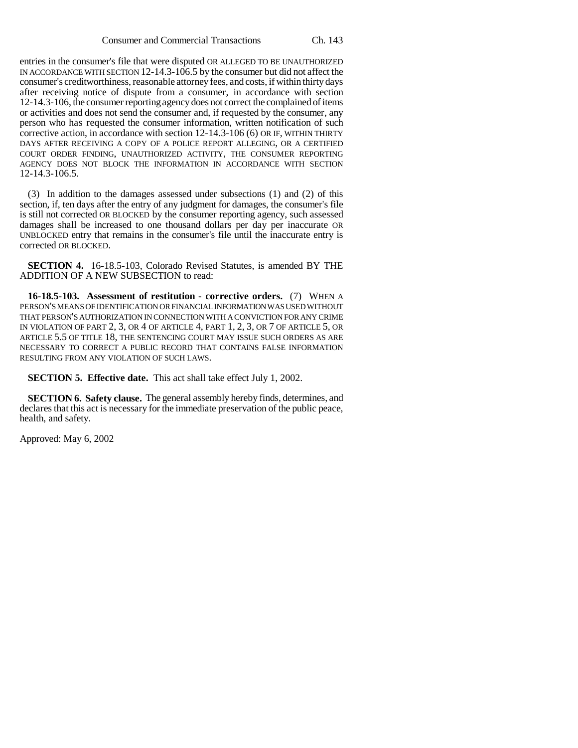entries in the consumer's file that were disputed OR ALLEGED TO BE UNAUTHORIZED IN ACCORDANCE WITH SECTION 12-14.3-106.5 by the consumer but did not affect the consumer's creditworthiness, reasonable attorney fees, and costs, if within thirty days after receiving notice of dispute from a consumer, in accordance with section 12-14.3-106, the consumer reporting agency does not correct the complained of items or activities and does not send the consumer and, if requested by the consumer, any person who has requested the consumer information, written notification of such corrective action, in accordance with section 12-14.3-106 (6) OR IF, WITHIN THIRTY DAYS AFTER RECEIVING A COPY OF A POLICE REPORT ALLEGING, OR A CERTIFIED COURT ORDER FINDING, UNAUTHORIZED ACTIVITY, THE CONSUMER REPORTING AGENCY DOES NOT BLOCK THE INFORMATION IN ACCORDANCE WITH SECTION 12-14.3-106.5.

(3) In addition to the damages assessed under subsections (1) and (2) of this section, if, ten days after the entry of any judgment for damages, the consumer's file is still not corrected OR BLOCKED by the consumer reporting agency, such assessed damages shall be increased to one thousand dollars per day per inaccurate OR UNBLOCKED entry that remains in the consumer's file until the inaccurate entry is corrected OR BLOCKED.

**SECTION 4.** 16-18.5-103, Colorado Revised Statutes, is amended BY THE ADDITION OF A NEW SUBSECTION to read:

**16-18.5-103. Assessment of restitution - corrective orders.** (7) WHEN A PERSON'S MEANS OF IDENTIFICATION OR FINANCIAL INFORMATION WAS USED WITHOUT THAT PERSON'S AUTHORIZATION IN CONNECTION WITH A CONVICTION FOR ANY CRIME IN VIOLATION OF PART 2, 3, OR 4 OF ARTICLE 4, PART 1, 2, 3, OR 7 OF ARTICLE 5, OR ARTICLE 5.5 OF TITLE 18, THE SENTENCING COURT MAY ISSUE SUCH ORDERS AS ARE NECESSARY TO CORRECT A PUBLIC RECORD THAT CONTAINS FALSE INFORMATION RESULTING FROM ANY VIOLATION OF SUCH LAWS.

**SECTION 5. Effective date.** This act shall take effect July 1, 2002.

**SECTION 6. Safety clause.** The general assembly hereby finds, determines, and declares that this act is necessary for the immediate preservation of the public peace, health, and safety.

Approved: May 6, 2002